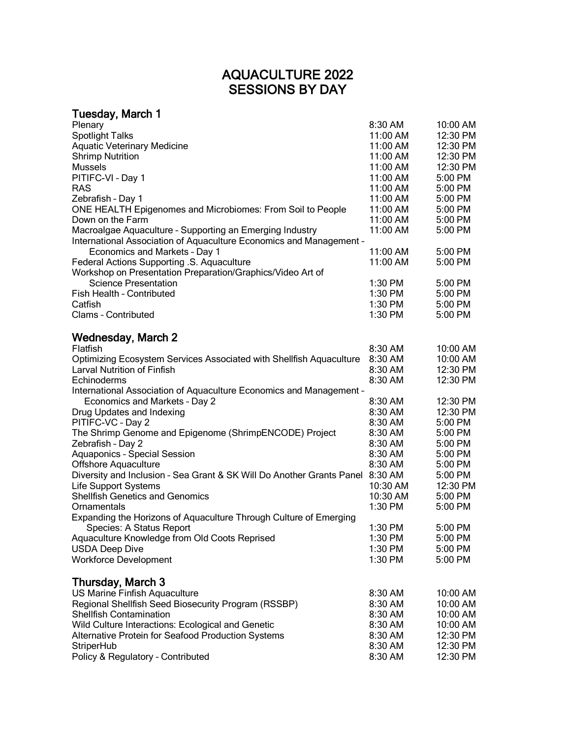# AQUACULTURE 2022
# SESSIONS BY DAY

## Tuesday, March 1

| | | |
|---|---|---|
| Plenary | 8:30 AM | 10:00 AM |
| Spotlight Talks | 11:00 AM | 12:30 PM |
| Aquatic Veterinary Medicine | 11:00 AM | 12:30 PM |
| Shrimp Nutrition | 11:00 AM | 12:30 PM |
| Mussels | 11:00 AM | 12:30 PM |
| PITIFC-VI – Day 1 | 11:00 AM | 5:00 PM |
| RAS | 11:00 AM | 5:00 PM |
| Zebrafish – Day 1 | 11:00 AM | 5:00 PM |
| ONE HEALTH Epigenomes and Microbiomes: From Soil to People | 11:00 AM | 5:00 PM |
| Down on the Farm | 11:00 AM | 5:00 PM |
| Macroalgae Aquaculture – Supporting an Emerging Industry | 11:00 AM | 5:00 PM |
| International Association of Aquaculture Economics and Management – Economics and Markets – Day 1 | 11:00 AM | 5:00 PM |
| Federal Actions Supporting .S. Aquaculture | 11:00 AM | 5:00 PM |
| Workshop on Presentation Preparation/Graphics/Video Art of Science Presentation | 1:30 PM | 5:00 PM |
| Fish Health – Contributed | 1:30 PM | 5:00 PM |
| Catfish | 1:30 PM | 5:00 PM |
| Clams – Contributed | 1:30 PM | 5:00 PM |

## Wednesday, March 2

| | | |
|---|---|---|
| Flatfish | 8:30 AM | 10:00 AM |
| Optimizing Ecosystem Services Associated with Shellfish Aquaculture | 8:30 AM | 10:00 AM |
| Larval Nutrition of Finfish | 8:30 AM | 12:30 PM |
| Echinoderms | 8:30 AM | 12:30 PM |
| International Association of Aquaculture Economics and Management – Economics and Markets – Day 2 | 8:30 AM | 12:30 PM |
| Drug Updates and Indexing | 8:30 AM | 12:30 PM |
| PITIFC-VC – Day 2 | 8:30 AM | 5:00 PM |
| The Shrimp Genome and Epigenome (ShrimpENCODE) Project | 8:30 AM | 5:00 PM |
| Zebrafish – Day 2 | 8:30 AM | 5:00 PM |
| Aquaponics – Special Session | 8:30 AM | 5:00 PM |
| Offshore Aquaculture | 8:30 AM | 5:00 PM |
| Diversity and Inclusion – Sea Grant & SK Will Do Another Grants Panel | 8:30 AM | 5:00 PM |
| Life Support Systems | 10:30 AM | 12:30 PM |
| Shellfish Genetics and Genomics | 10:30 AM | 5:00 PM |
| Ornamentals | 1:30 PM | 5:00 PM |
| Expanding the Horizons of Aquaculture Through Culture of Emerging Species: A Status Report | 1:30 PM | 5:00 PM |
| Aquaculture Knowledge from Old Coots Reprised | 1:30 PM | 5:00 PM |
| USDA Deep Dive | 1:30 PM | 5:00 PM |
| Workforce Development | 1:30 PM | 5:00 PM |

## Thursday, March 3

| | | |
|---|---|---|
| US Marine Finfish Aquaculture | 8:30 AM | 10:00 AM |
| Regional Shellfish Seed Biosecurity Program (RSSBP) | 8:30 AM | 10:00 AM |
| Shellfish Contamination | 8:30 AM | 10:00 AM |
| Wild Culture Interactions: Ecological and Genetic | 8:30 AM | 10:00 AM |
| Alternative Protein for Seafood Production Systems | 8:30 AM | 12:30 PM |
| StriperHub | 8:30 AM | 12:30 PM |
| Policy & Regulatory – Contributed | 8:30 AM | 12:30 PM |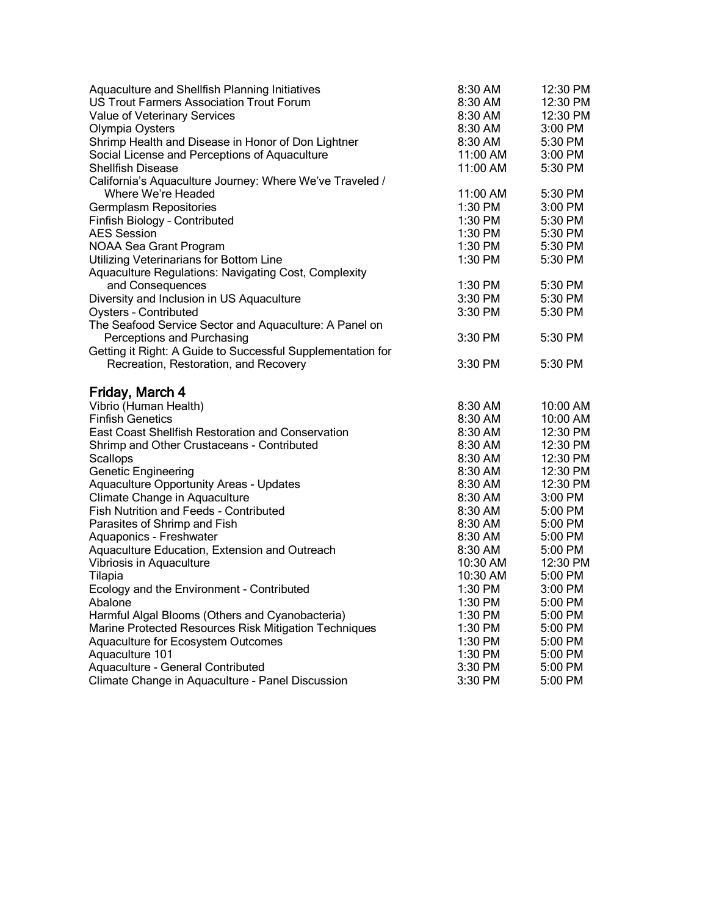| | | |
|---|---|---|
| Aquaculture and Shellfish Planning Initiatives | 8:30 AM | 12:30 PM |
| US Trout Farmers Association Trout Forum | 8:30 AM | 12:30 PM |
| Value of Veterinary Services | 8:30 AM | 12:30 PM |
| Olympia Oysters | 8:30 AM | 3:00 PM |
| Shrimp Health and Disease in Honor of Don Lightner | 8:30 AM | 5:30 PM |
| Social License and Perceptions of Aquaculture | 11:00 AM | 3:00 PM |
| Shellfish Disease | 11:00 AM | 5:30 PM |
| California's Aquaculture Journey: Where We've Traveled / Where We're Headed | 11:00 AM | 5:30 PM |
| Germplasm Repositories | 1:30 PM | 3:00 PM |
| Finfish Biology - Contributed | 1:30 PM | 5:30 PM |
| AES Session | 1:30 PM | 5:30 PM |
| NOAA Sea Grant Program | 1:30 PM | 5:30 PM |
| Utilizing Veterinarians for Bottom Line | 1:30 PM | 5:30 PM |
| Aquaculture Regulations: Navigating Cost, Complexity and Consequences | 1:30 PM | 5:30 PM |
| Diversity and Inclusion in US Aquaculture | 3:30 PM | 5:30 PM |
| Oysters - Contributed | 3:30 PM | 5:30 PM |
| The Seafood Service Sector and Aquaculture: A Panel on Perceptions and Purchasing | 3:30 PM | 5:30 PM |
| Getting it Right: A Guide to Successful Supplementation for Recreation, Restoration, and Recovery | 3:30 PM | 5:30 PM |

## Friday, March 4

| | | |
|---|---|---|
| Vibrio (Human Health) | 8:30 AM | 10:00 AM |
| Finfish Genetics | 8:30 AM | 10:00 AM |
| East Coast Shellfish Restoration and Conservation | 8:30 AM | 12:30 PM |
| Shrimp and Other Crustaceans - Contributed | 8:30 AM | 12:30 PM |
| Scallops | 8:30 AM | 12:30 PM |
| Genetic Engineering | 8:30 AM | 12:30 PM |
| Aquaculture Opportunity Areas - Updates | 8:30 AM | 12:30 PM |
| Climate Change in Aquaculture | 8:30 AM | 3:00 PM |
| Fish Nutrition and Feeds - Contributed | 8:30 AM | 5:00 PM |
| Parasites of Shrimp and Fish | 8:30 AM | 5:00 PM |
| Aquaponics - Freshwater | 8:30 AM | 5:00 PM |
| Aquaculture Education, Extension and Outreach | 8:30 AM | 5:00 PM |
| Vibriosis in Aquaculture | 10:30 AM | 12:30 PM |
| Tilapia | 10:30 AM | 5:00 PM |
| Ecology and the Environment - Contributed | 1:30 PM | 3:00 PM |
| Abalone | 1:30 PM | 5:00 PM |
| Harmful Algal Blooms (Others and Cyanobacteria) | 1:30 PM | 5:00 PM |
| Marine Protected Resources Risk Mitigation Techniques | 1:30 PM | 5:00 PM |
| Aquaculture for Ecosystem Outcomes | 1:30 PM | 5:00 PM |
| Aquaculture 101 | 1:30 PM | 5:00 PM |
| Aquaculture - General Contributed | 3:30 PM | 5:00 PM |
| Climate Change in Aquaculture - Panel Discussion | 3:30 PM | 5:00 PM |